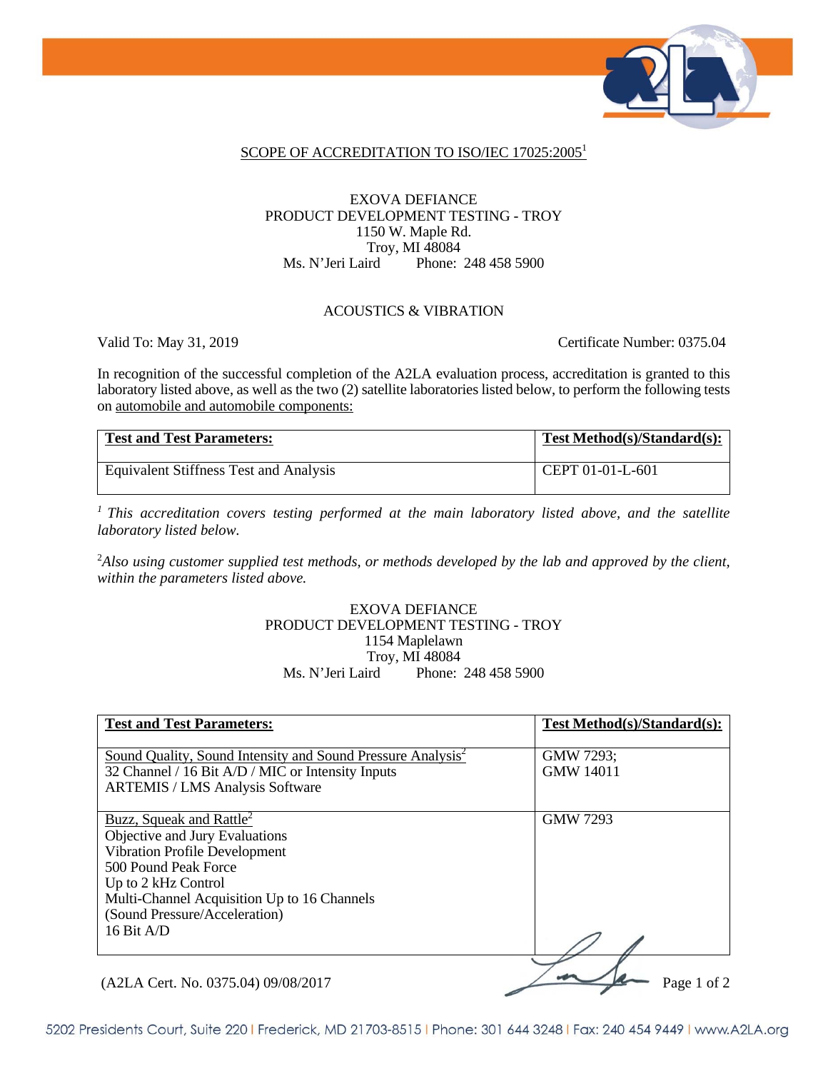## SCOPE OF ACCREDITATION TO ISO/IEC 17025:2005[1]

EXOVA DEFIANCE
PRODUCT DEVELOPMENT TESTING - TROY
1150 W. Maple Rd.
Troy, MI 48084
Ms. N'Jeri Laird Phone: 248 458 5900

ACOUSTICS & VIBRATION

Valid To: May 31, 2019 Certificate Number: 0375.04

In recognition of the successful completion of the A2LA evaluation process, accreditation is granted to this laboratory listed above, as well as the two (2) satellite laboratories listed below, to perform the following tests on automobile and automobile components:

| **Test and Test Parameters:** | **Test Method(s)/Standard(s):** |
|---|---|
| Equivalent Stiffness Test and Analysis | CEPT 01-01-L-601 |

*[1] This accreditation covers testing performed at the main laboratory listed above, and the satellite laboratory listed below.*

*[2] Also using customer supplied test methods, or methods developed by the lab and approved by the client, within the parameters listed above.*

EXOVA DEFIANCE
PRODUCT DEVELOPMENT TESTING - TROY
1154 Maplelawn
Troy, MI 48084
Ms. N'Jeri Laird Phone: 248 458 5900

| **Test and Test Parameters:** | **Test Method(s)/Standard(s):** |
|---|---|
| Sound Quality, Sound Intensity and Sound Pressure Analysis[2]<br>32 Channel / 16 Bit A/D / MIC or Intensity Inputs<br>ARTEMIS / LMS Analysis Software | GMW 7293;<br>GMW 14011 |
| Buzz, Squeak and Rattle[2]<br>Objective and Jury Evaluations<br>Vibration Profile Development<br>500 Pound Peak Force<br>Up to 2 kHz Control<br>Multi-Channel Acquisition Up to 16 Channels<br>(Sound Pressure/Acceleration)<br>16 Bit A/D | GMW 7293 |

(A2LA Cert. No. 0375.04) 09/08/2017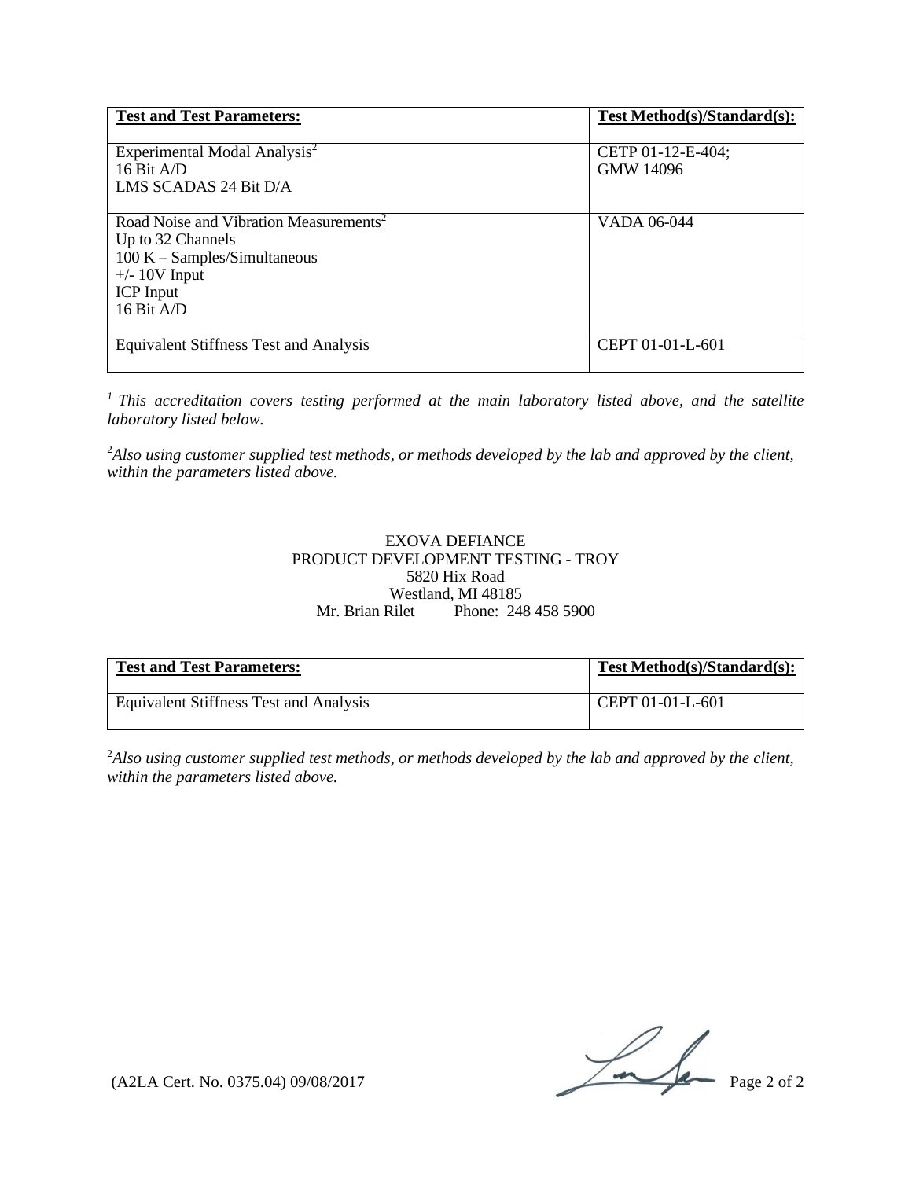| Test and Test Parameters: | Test Method(s)/Standard(s): |
|---|---|
| Experimental Modal Analysis[2]<br>16 Bit A/D<br>LMS SCADAS 24 Bit D/A | CETP 01-12-E-404;<br>GMW 14096 |
| Road Noise and Vibration Measurements[2]<br>Up to 32 Channels<br>100 K – Samples/Simultaneous<br>+/- 10V Input<br>ICP Input<br>16 Bit A/D | VADA 06-044 |
| Equivalent Stiffness Test and Analysis | CEPT 01-01-L-601 |

[1] *This accreditation covers testing performed at the main laboratory listed above, and the satellite laboratory listed below.*

[2] *Also using customer supplied test methods, or methods developed by the lab and approved by the client, within the parameters listed above.*

EXOVA DEFIANCE
PRODUCT DEVELOPMENT TESTING - TROY
5820 Hix Road
Westland, MI 48185
Mr. Brian Rilet Phone: 248 458 5900

| Test and Test Parameters: | Test Method(s)/Standard(s): |
|---|---|
| Equivalent Stiffness Test and Analysis | CEPT 01-01-L-601 |

[2] *Also using customer supplied test methods, or methods developed by the lab and approved by the client, within the parameters listed above.*

(A2LA Cert. No. 0375.04) 09/08/2017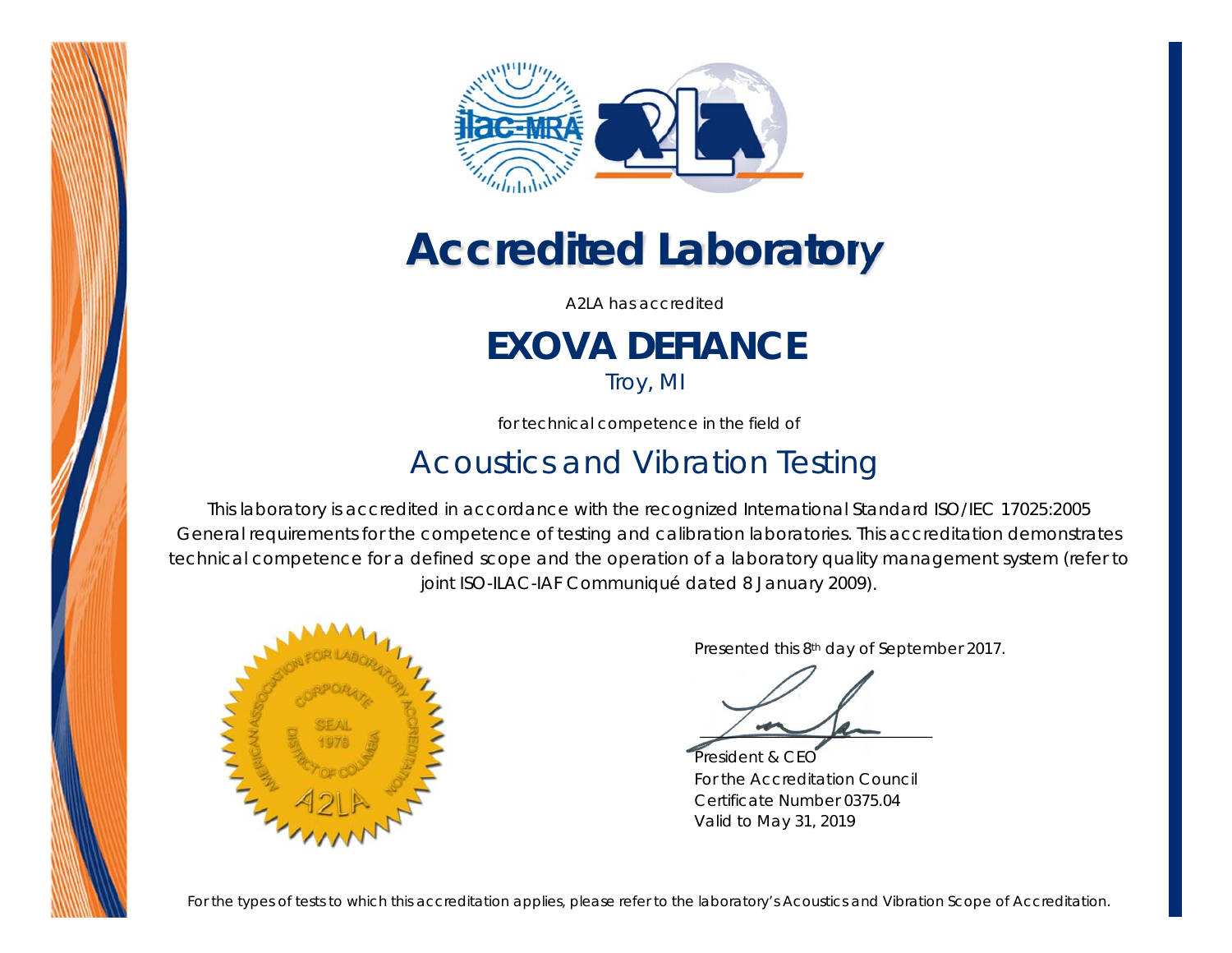# Accredited Laboratory

A2LA has accredited

## EXOVA DEFIANCE

Troy, MI

for technical competence in the field of

## Acoustics and Vibration Testing

This laboratory is accredited in accordance with the recognized International Standard ISO/IEC 17025:2005 General requirements for the competence of testing and calibration laboratories. This accreditation demonstrates technical competence for a defined scope and the operation of a laboratory quality management system (refer to joint ISO-ILAC-IAF Communiqué dated 8 January 2009).

Presented this 8th day of September 2017.

President & CEO
For the Accreditation Council
Certificate Number 0375.04
Valid to May 31, 2019

For the types of tests to which this accreditation applies, please refer to the laboratory's Acoustics and Vibration Scope of Accreditation.